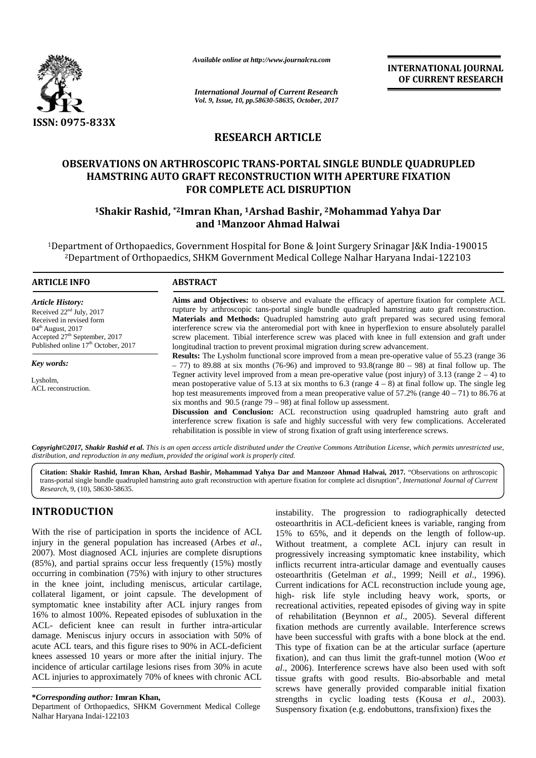ISSN: 0975-833X

*Available online at http://www.journalcra.com*

*International Journal of Current Research*
*Vol. 9, Issue, 10, pp.58630-58635, October, 2017*

**INTERNATIONAL JOURNAL OF CURRENT RESEARCH**

## RESEARCH ARTICLE

# OBSERVATIONS ON ARTHROSCOPIC TRANS-PORTAL SINGLE BUNDLE QUADRUPLED HAMSTRING AUTO GRAFT RECONSTRUCTION WITH APERTURE FIXATION FOR COMPLETE ACL DISRUPTION

**[1]Shakir Rashid, *[2]Imran Khan, [1]Arshad Bashir, [2]Mohammad Yahya Dar and [1]Manzoor Ahmad Halwai**

[1]Department of Orthopaedics, Government Hospital for Bone & Joint Surgery Srinagar J&K India-190015
[2]Department of Orthopaedics, SHKM Government Medical College Nalhar Haryana Indai-122103

**ARTICLE INFO**

*Article History:*
Received 22[nd] July, 2017
Received in revised form
04[th] August, 2017
Accepted 27[th] September, 2017
Published online 17[th] October, 2017

*Key words:*

Lysholm,
ACL reconstruction.

**ABSTRACT**

**Aims and Objectives:** to observe and evaluate the efficacy of aperture fixation for complete ACL rupture by arthroscopic tans-portal single bundle quadrupled hamstring auto graft reconstruction.

**Materials and Methods:** Quadrupled hamstring auto graft prepared was secured using femoral interference screw via the anteromedial port with knee in hyperflexion to ensure absolutely parallel screw placement. Tibial interference screw was placed with knee in full extension and graft under longitudinal traction to prevent proximal migration during screw advancement.

**Results:** The Lysholm functional score improved from a mean pre-operative value of 55.23 (range 36 – 77) to 89.88 at six months (76-96) and improved to 93.8(range 80 – 98) at final follow up. The Tegner activity level improved from a mean pre-operative value (post injury) of 3.13 (range 2 – 4) to mean postoperative value of 5.13 at six months to 6.3 (range 4 – 8) at final follow up. The single leg hop test measurements improved from a mean preoperative value of 57.2% (range 40 – 71) to 86.76 at six months and 90.5 (range 79 – 98) at final follow up assessment.

**Discussion and Conclusion:** ACL reconstruction using quadrupled hamstring auto graft and interference screw fixation is safe and highly successful with very few complications. Accelerated rehabilitation is possible in view of strong fixation of graft using interference screws.

*Copyright©2017, Shakir Rashid et al. This is an open access article distributed under the Creative Commons Attribution License, which permits unrestricted use, distribution, and reproduction in any medium, provided the original work is properly cited.*

**Citation: Shakir Rashid, Imran Khan, Arshad Bashir, Mohammad Yahya Dar and Manzoor Ahmad Halwai, 2017.** "Observations on arthroscopic trans-portal single bundle quadrupled hamstring auto graft reconstruction with aperture fixation for complete acl disruption", *International Journal of Current Research*, 9, (10), 58630-58635.

## INTRODUCTION

With the rise of participation in sports the incidence of ACL injury in the general population has increased (Arbes *et al*., 2007). Most diagnosed ACL injuries are complete disruptions (85%), and partial sprains occur less frequently (15%) mostly occurring in combination (75%) with injury to other structures in the knee joint, including meniscus, articular cartilage, collateral ligament, or joint capsule. The development of symptomatic knee instability after ACL injury ranges from 16% to almost 100%. Repeated episodes of subluxation in the ACL- deficient knee can result in further intra-articular damage. Meniscus injury occurs in association with 50% of acute ACL tears, and this figure rises to 90% in ACL-deficient knees assessed 10 years or more after the initial injury. The incidence of articular cartilage lesions rises from 30% in acute ACL injuries to approximately 70% of knees with chronic ACL instability. The progression to radiographically detected osteoarthritis in ACL-deficient knees is variable, ranging from 15% to 65%, and it depends on the length of follow-up. Without treatment, a complete ACL injury can result in progressively increasing symptomatic knee instability, which inflicts recurrent intra-articular damage and eventually causes osteoarthritis (Getelman *et al*., 1999; Neill *et al*., 1996). Current indications for ACL reconstruction include young age, high- risk life style including heavy work, sports, or recreational activities, repeated episodes of giving way in spite of rehabilitation (Beynnon *et al*., 2005). Several different fixation methods are currently available. Interference screws have been successful with grafts with a bone block at the end. This type of fixation can be at the articular surface (aperture fixation), and can thus limit the graft-tunnel motion (Woo *et al*., 2006). Interference screws have also been used with soft tissue grafts with good results. Bio-absorbable and metal screws have generally provided comparable initial fixation strengths in cyclic loading tests (Kousa *et al*., 2003). Suspensory fixation (e.g. endobuttons, transfixion) fixes the

**\*Corresponding author:** Imran Khan,
Department of Orthopaedics, SHKM Government Medical College Nalhar Haryana Indai-122103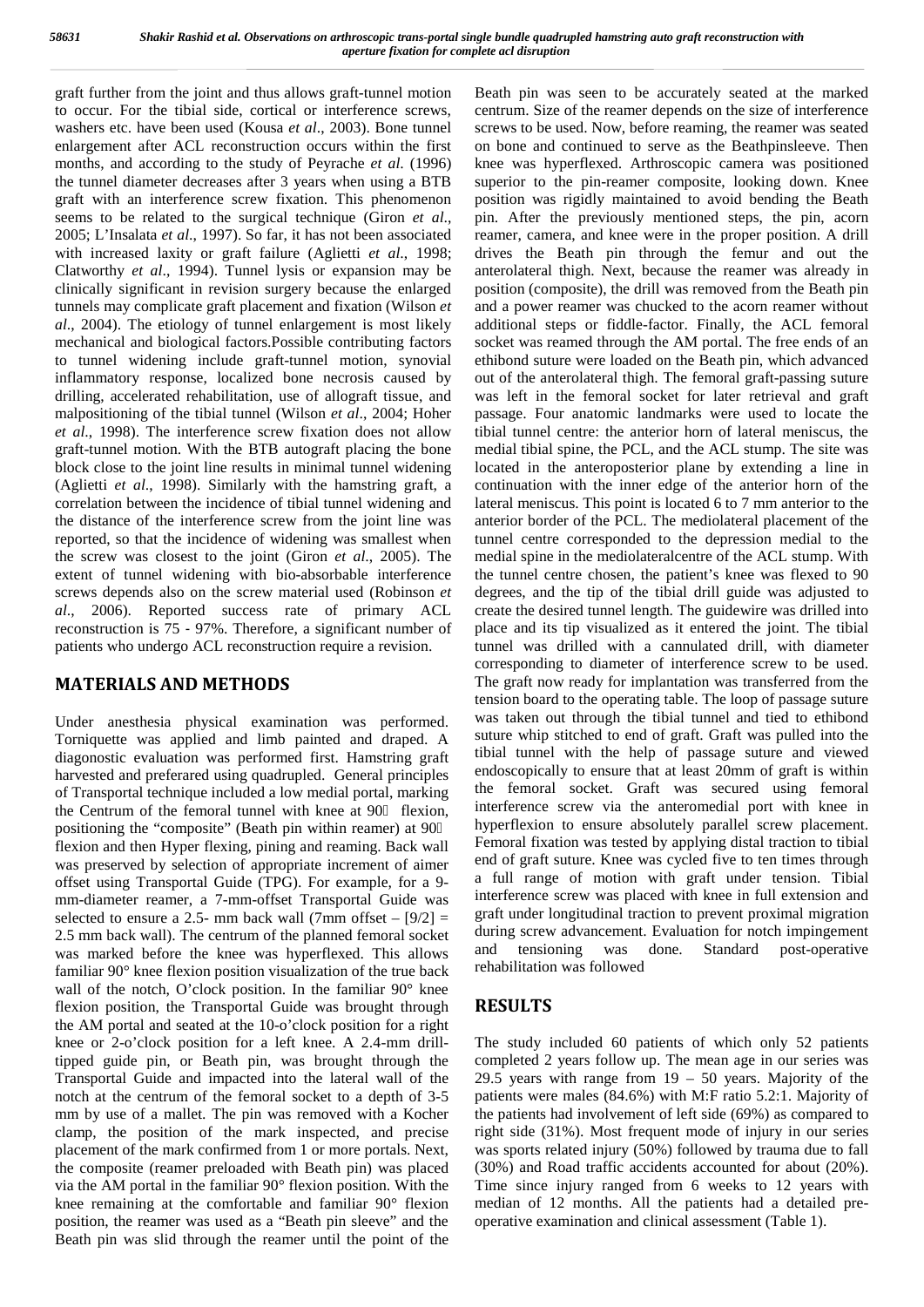graft further from the joint and thus allows graft-tunnel motion to occur. For the tibial side, cortical or interference screws, washers etc. have been used (Kousa *et al*., 2003). Bone tunnel enlargement after ACL reconstruction occurs within the first months, and according to the study of Peyrache *et al.* (1996) the tunnel diameter decreases after 3 years when using a BTB graft with an interference screw fixation. This phenomenon seems to be related to the surgical technique (Giron *et al*., 2005; L'Insalata *et al*., 1997). So far, it has not been associated with increased laxity or graft failure (Aglietti *et al*., 1998; Clatworthy *et al*., 1994). Tunnel lysis or expansion may be clinically significant in revision surgery because the enlarged tunnels may complicate graft placement and fixation (Wilson *et al*., 2004). The etiology of tunnel enlargement is most likely mechanical and biological factors.Possible contributing factors to tunnel widening include graft-tunnel motion, synovial inflammatory response, localized bone necrosis caused by drilling, accelerated rehabilitation, use of allograft tissue, and malpositioning of the tibial tunnel (Wilson *et al*., 2004; Hoher *et al*., 1998). The interference screw fixation does not allow graft-tunnel motion. With the BTB autograft placing the bone block close to the joint line results in minimal tunnel widening (Aglietti *et al*., 1998). Similarly with the hamstring graft, a correlation between the incidence of tibial tunnel widening and the distance of the interference screw from the joint line was reported, so that the incidence of widening was smallest when the screw was closest to the joint (Giron *et al*., 2005). The extent of tunnel widening with bio-absorbable interference screws depends also on the screw material used (Robinson *et al*., 2006). Reported success rate of primary ACL reconstruction is 75 - 97%. Therefore, a significant number of patients who undergo ACL reconstruction require a revision.

## MATERIALS AND METHODS

Under anesthesia physical examination was performed. Torniquette was applied and limb painted and draped. A diagonostic evaluation was performed first. Hamstring graft harvested and preferared using quadrupled. General principles of Transportal technique included a low medial portal, marking the Centrum of the femoral tunnel with knee at 90° flexion, positioning the "composite" (Beath pin within reamer) at 90° flexion and then Hyper flexing, pining and reaming. Back wall was preserved by selection of appropriate increment of aimer offset using Transportal Guide (TPG). For example, for a 9-mm-diameter reamer, a 7-mm-offset Transportal Guide was selected to ensure a 2.5- mm back wall (7mm offset – [9/2] = 2.5 mm back wall). The centrum of the planned femoral socket was marked before the knee was hyperflexed. This allows familiar 90° knee flexion position visualization of the true back wall of the notch, O'clock position. In the familiar 90° knee flexion position, the Transportal Guide was brought through the AM portal and seated at the 10-o'clock position for a right knee or 2-o'clock position for a left knee. A 2.4-mm drill-tipped guide pin, or Beath pin, was brought through the Transportal Guide and impacted into the lateral wall of the notch at the centrum of the femoral socket to a depth of 3-5 mm by use of a mallet. The pin was removed with a Kocher clamp, the position of the mark inspected, and precise placement of the mark confirmed from 1 or more portals. Next, the composite (reamer preloaded with Beath pin) was placed via the AM portal in the familiar 90° flexion position. With the knee remaining at the comfortable and familiar 90° flexion position, the reamer was used as a "Beath pin sleeve" and the Beath pin was slid through the reamer until the point of the Beath pin was seen to be accurately seated at the marked centrum. Size of the reamer depends on the size of interference screws to be used. Now, before reaming, the reamer was seated on bone and continued to serve as the Beathpinsleeve. Then knee was hyperflexed. Arthroscopic camera was positioned superior to the pin-reamer composite, looking down. Knee position was rigidly maintained to avoid bending the Beath pin. After the previously mentioned steps, the pin, acorn reamer, camera, and knee were in the proper position. A drill drives the Beath pin through the femur and out the anterolateral thigh. Next, because the reamer was already in position (composite), the drill was removed from the Beath pin and a power reamer was chucked to the acorn reamer without additional steps or fiddle-factor. Finally, the ACL femoral socket was reamed through the AM portal. The free ends of an ethibond suture were loaded on the Beath pin, which advanced out of the anterolateral thigh. The femoral graft-passing suture was left in the femoral socket for later retrieval and graft passage. Four anatomic landmarks were used to locate the tibial tunnel centre: the anterior horn of lateral meniscus, the medial tibial spine, the PCL, and the ACL stump. The site was located in the anteroposterior plane by extending a line in continuation with the inner edge of the anterior horn of the lateral meniscus. This point is located 6 to 7 mm anterior to the anterior border of the PCL. The mediolateral placement of the tunnel centre corresponded to the depression medial to the medial spine in the mediolateralcentre of the ACL stump. With the tunnel centre chosen, the patient's knee was flexed to 90 degrees, and the tip of the tibial drill guide was adjusted to create the desired tunnel length. The guidewire was drilled into place and its tip visualized as it entered the joint. The tibial tunnel was drilled with a cannulated drill, with diameter corresponding to diameter of interference screw to be used. The graft now ready for implantation was transferred from the tension board to the operating table. The loop of passage suture was taken out through the tibial tunnel and tied to ethibond suture whip stitched to end of graft. Graft was pulled into the tibial tunnel with the help of passage suture and viewed endoscopically to ensure that at least 20mm of graft is within the femoral socket. Graft was secured using femoral interference screw via the anteromedial port with knee in hyperflexion to ensure absolutely parallel screw placement. Femoral fixation was tested by applying distal traction to tibial end of graft suture. Knee was cycled five to ten times through a full range of motion with graft under tension. Tibial interference screw was placed with knee in full extension and graft under longitudinal traction to prevent proximal migration during screw advancement. Evaluation for notch impingement and tensioning was done. Standard post-operative rehabilitation was followed

## RESULTS

The study included 60 patients of which only 52 patients completed 2 years follow up. The mean age in our series was 29.5 years with range from 19 – 50 years. Majority of the patients were males (84.6%) with M:F ratio 5.2:1. Majority of the patients had involvement of left side (69%) as compared to right side (31%). Most frequent mode of injury in our series was sports related injury (50%) followed by trauma due to fall (30%) and Road traffic accidents accounted for about (20%). Time since injury ranged from 6 weeks to 12 years with median of 12 months. All the patients had a detailed pre-operative examination and clinical assessment (Table 1).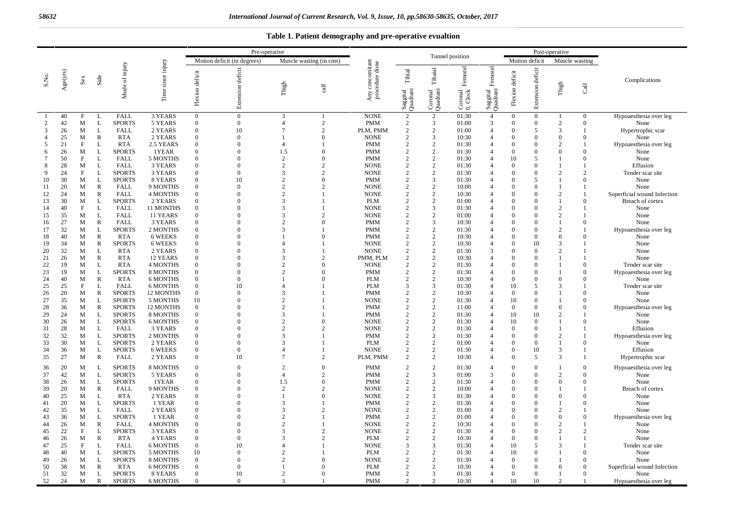**Table 1. Patient demography and pre-operative evualtion**

| S.No. | Age(yrs) | Sex | Side | Mode of injury | Time since injury | Pre-operative Motion deficit (in degrees) Flexion deficit | Extension deficit | Muscle wasting (in cms) Thigh | calf | Any concomitant procedure done | Tunnel position Saggital Quadrant Tibial | Coronal Quadrant Tibaial | Coronal 0, Clock Femoral | Saggital Quadrant Femoral | Post-operative Motion deficit Flexion deficit | Extension deficit | Muscle wasting Thigh | Calf | Complications |
|---|---|---|---|---|---|---|---|---|---|---|---|---|---|---|---|---|---|---|---|
| 1 | 40 | F | L | FALL | 3 YEARS | 0 | 0 | 3 | 1 | NONE | 2 | 2 | 01:30 | 4 | 0 | 0 | 1 | 0 | Hypoaesthesia over leg |
| 2 | 42 | M | L | SPORTS | 5 YEARS | 0 | 0 | 4 | 2 | PMM | 2 | 3 | 01:00 | 3 | 0 | 0 | 2 | 0 | None |
| 3 | 26 | M | L | FALL | 2 YEARS | 0 | 10 | 7 | 2 | PLM, PMM | 2 | 2 | 01:00 | 4 | 0 | 5 | 3 | 1 | Hypertrophic scar |
| 4 | 25 | M | R | RTA | 2 YEARS | 0 | 0 | 1 | 0 | NONE | 2 | 3 | 10:30 | 4 | 0 | 0 | 0 | 0 | None |
| 5 | 21 | F | L | RTA | 2.5 YEARS | 0 | 0 | 4 | 1 | PMM | 2 | 2 | 01:30 | 4 | 0 | 0 | 2 | 1 | Hypoaesthesia over leg |
| 6 | 26 | M | L | SPORTS | 1YEAR | 0 | 0 | 1.5 | 0 | PMM | 2 | 2 | 01:30 | 4 | 0 | 0 | 0 | 0 | None |
| 7 | 50 | F | L | FALL | 5 MONTHS | 0 | 0 | 2 | 0 | PMM | 2 | 2 | 01:30 | 4 | 10 | 5 | 1 | 0 | None |
| 8 | 28 | M | L | FALL | 3 YEARS | 0 | 0 | 2 | 2 | NONE | 2 | 2 | 01:30 | 4 | 0 | 0 | 1 | 1 | Effusion |
| 9 | 24 | F | L | SPORTS | 3 YEARS | 0 | 0 | 3 | 2 | NONE | 2 | 2 | 01:30 | 4 | 0 | 0 | 2 | 2 | Tender scar site |
| 10 | 30 | M | L | SPORTS | 8 YEARS | 0 | 10 | 2 | 0 | PMM | 2 | 3 | 01:30 | 4 | 0 | 5 | 1 | 0 | None |
| 11 | 20 | M | R | FALL | 9 MONTHS | 0 | 0 | 2 | 2 | NONE | 2 | 2 | 10:00 | 4 | 0 | 0 | 1 | 1 | None |
| 12 | 24 | M | R | FALL | 4 MONTHS | 0 | 0 | 2 | 1 | NONE | 2 | 2 | 10:30 | 4 | 0 | 0 | 2 | 1 | Superficial wound Infection |
| 13 | 30 | M | L | SPORTS | 2 YEARS | 0 | 0 | 3 | 1 | PLM | 2 | 2 | 01:00 | 4 | 0 | 0 | 1 | 0 | Breach of cortex |
| 14 | 40 | F | L | FALL | 11 MONTHS | 0 | 0 | 3 | 1 | NONE | 2 | 3 | 01:30 | 4 | 0 | 0 | 2 | 1 | None |
| 15 | 35 | M | L | FALL | 11 YEARS | 0 | 0 | 3 | 2 | NONE | 2 | 2 | 01:00 | 4 | 0 | 0 | 2 | 1 | None |
| 16 | 27 | M | R | FALL | 3 YEARS | 0 | 0 | 2 | 0 | PMM | 2 | 3 | 10:30 | 4 | 0 | 0 | 1 | 0 | None |
| 17 | 32 | M | L | SPORTS | 2 MONTHS | 0 | 0 | 3 | 1 | PMM | 2 | 2 | 01:30 | 4 | 0 | 0 | 2 | 1 | Hypoaesthesia over leg |
| 18 | 40 | M | R | RTA | 6 WEEKS | 0 | 0 | 1 | 0 | PMM | 2 | 2 | 10:30 | 4 | 0 | 0 | 0 | 0 | None |
| 19 | 34 | M | R | SPORTS | 6 WEEKS | 0 | 0 | 4 | 1 | NONE | 2 | 2 | 10:30 | 4 | 0 | 10 | 3 | 1 | None |
| 20 | 32 | M | L | RTA | 2 YEARS | 0 | 0 | 3 | 1 | NONE | 2 | 2 | 01:30 | 3 | 0 | 0 | 2 | 1 | None |
| 21 | 26 | M | R | RTA | 12 YEARS | 0 | 0 | 3 | 2 | PMM, PLM | 2 | 2 | 10:30 | 4 | 0 | 0 | 1 | 1 | None |
| 22 | 19 | M | L | RTA | 4 MONTHS | 0 | 0 | 2 | 0 | NONE | 2 | 2 | 01:30 | 4 | 0 | 0 | 1 | 0 | Tender scar site |
| 23 | 19 | M | L | SPORTS | 8 MONTHS | 0 | 0 | 2 | 0 | PMM | 2 | 2 | 01:30 | 4 | 0 | 0 | 1 | 0 | Hypoaesthesia over leg |
| 24 | 40 | M | R | RTA | 6 MONTHS | 0 | 0 | 1 | 0 | PLM | 2 | 2 | 10:30 | 4 | 0 | 0 | 0 | 0 | None |
| 25 | 25 | F | L | FALL | 6 MONTHS | 0 | 10 | 4 | 1 | PLM | 3 | 3 | 01:30 | 4 | 10 | 5 | 3 | 1 | Tender scar site |
| 26 | 20 | M | R | SPORTS | 12 MONTHS | 0 | 0 | 3 | 1 | PMM | 2 | 2 | 10:30 | 4 | 0 | 0 | 1 | 0 | None |
| 27 | 35 | M | L | SPORTS | 5 MONTHS | 10 | 0 | 2 | 1 | NONE | 2 | 2 | 01:30 | 4 | 10 | 0 | 1 | 0 | None |
| 28 | 36 | M | R | SPORTS | 12 MONTHS | 0 | 0 | 2 | 1 | PMM | 2 | 2 | 11:00 | 4 | 0 | 0 | 0 | 0 | Hypoaesthesia over leg |
| 29 | 24 | M | L | SPORTS | 8 MONTHS | 0 | 0 | 3 | 1 | PMM | 2 | 2 | 01:30 | 4 | 10 | 10 | 2 | 1 | None |
| 30 | 26 | M | L | SPORTS | 6 MONTHS | 0 | 0 | 2 | 0 | NONE | 2 | 2 | 01:30 | 4 | 10 | 0 | 1 | 0 | None |
| 31 | 28 | M | L | FALL | 3 YEARS | 0 | 0 | 2 | 2 | NONE | 2 | 2 | 01:30 | 4 | 0 | 0 | 1 | 1 | Effusion |
| 32 | 32 | M | L | SPORTS | 2 MONTHS | 0 | 0 | 3 | 1 | PMM | 2 | 2 | 01:30 | 4 | 0 | 0 | 2 | 1 | Hypoaesthesia over leg |
| 33 | 30 | M | L | SPORTS | 2 YEARS | 0 | 0 | 3 | 1 | PLM | 2 | 2 | 01:00 | 4 | 0 | 0 | 1 | 0 | None |
| 34 | 36 | M | L | SPORTS | 6 WEEKS | 0 | 0 | 4 | 1 | NONE | 2 | 2 | 01:30 | 4 | 0 | 10 | 3 | 1 | Effusion |
| 35 | 27 | M | R | FALL | 2 YEARS | 0 | 10 | 7 | 2 | PLM, PMM | 2 | 2 | 10:30 | 4 | 0 | 5 | 3 | 1 | Hypertrophic scar |
| 36 | 20 | M | L | SPORTS | 8 MONTHS | 0 | 0 | 2 | 0 | PMM | 2 | 2 | 01:30 | 4 | 0 | 0 | 1 | 0 | Hypoaesthesia over leg |
| 37 | 42 | M | L | SPORTS | 5 YEARS | 0 | 0 | 4 | 2 | PMM | 2 | 3 | 01:00 | 3 | 0 | 0 | 2 | 0 | None |
| 38 | 26 | M | L | SPORTS | 1YEAR | 0 | 0 | 1.5 | 0 | PMM | 2 | 2 | 01:30 | 4 | 0 | 0 | 0 | 0 | None |
| 39 | 20 | M | R | FALL | 9 MONTHS | 0 | 0 | 2 | 2 | NONE | 2 | 2 | 10:00 | 4 | 0 | 0 | 1 | 1 | Breach of cortex |
| 40 | 25 | M | L | RTA | 2 YEARS | 0 | 0 | 1 | 0 | NONE | 2 | 3 | 01:30 | 4 | 0 | 0 | 0 | 0 | None |
| 41 | 20 | M | L | SPORTS | 1 YEAR | 0 | 0 | 3 | 1 | PMM | 2 | 2 | 01:30 | 4 | 0 | 0 | 1 | 0 | None |
| 42 | 35 | M | L | FALL | 2 YEARS | 0 | 0 | 3 | 2 | NONE | 2 | 2 | 01:00 | 4 | 0 | 0 | 2 | 1 | None |
| 43 | 36 | M | L | SPORTS | 1 YEAR | 0 | 0 | 2 | 1 | PMM | 2 | 2 | 01:00 | 4 | 0 | 0 | 0 | 0 | Hypoaesthesia over leg |
| 44 | 26 | M | R | FALL | 4 MONTHS | 0 | 0 | 2 | 1 | NONE | 2 | 2 | 10:30 | 4 | 0 | 0 | 2 | 1 | None |
| 45 | 22 | F | L | SPORTS | 3 YEARS | 0 | 0 | 3 | 2 | NONE | 2 | 2 | 01:30 | 4 | 0 | 0 | 2 | 2 | None |
| 46 | 26 | M | R | RTA | 4 YEARS | 0 | 0 | 3 | 2 | PLM | 2 | 2 | 10:30 | 4 | 0 | 0 | 1 | 1 | None |
| 47 | 25 | F | L | FALL | 6 MONTHS | 0 | 10 | 4 | 1 | NONE | 3 | 3 | 01:30 | 4 | 10 | 5 | 3 | 1 | Tender scar site |
| 48 | 40 | M | L | SPORTS | 5 MONTHS | 10 | 0 | 2 | 1 | PLM | 2 | 2 | 01:30 | 4 | 10 | 0 | 1 | 0 | None |
| 49 | 26 | M | L | SPORTS | 8 MONTHS | 0 | 0 | 2 | 0 | NONE | 2 | 2 | 01:30 | 4 | 0 | 0 | 1 | 0 | None |
| 50 | 38 | M | R | RTA | 6 MONTHS | 0 | 0 | 1 | 0 | PLM | 2 | 2 | 10:30 | 4 | 0 | 0 | 0 | 0 | Superficial wound Infection |
| 51 | 32 | M | L | SPORTS | 8 YEARS | 0 | 10 | 2 | 0 | PMM | 2 | 3 | 01:30 | 4 | 0 | 0 | 1 | 0 | None |
| 52 | 24 | M | R | SPORTS | 6 MONTHS | 0 | 0 | 3 | 1 | PMM | 2 | 2 | 10:30 | 4 | 10 | 10 | 2 | 1 | Hypoaesthesia over leg |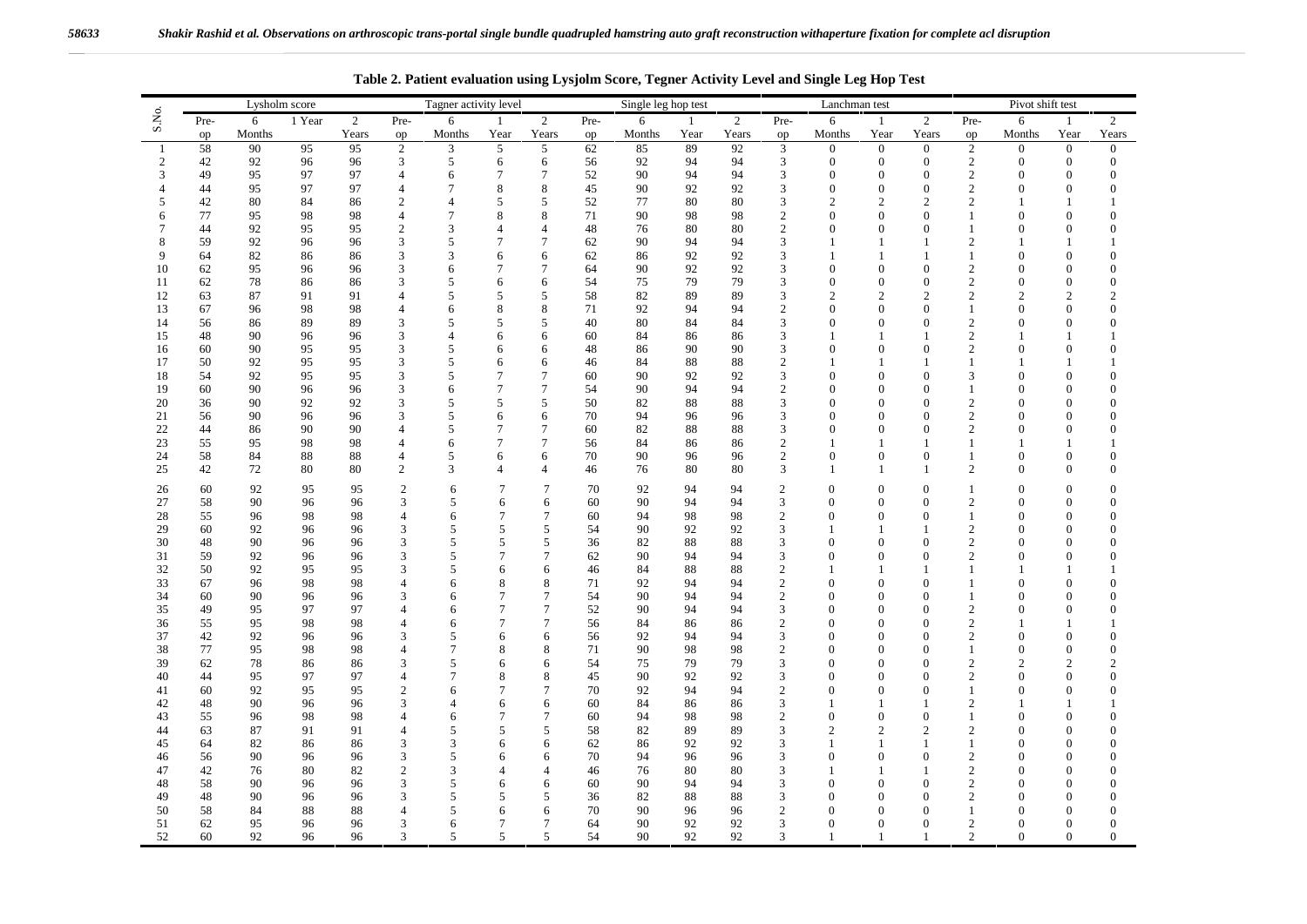**Table 2. Patient evaluation using Lysjolm Score, Tegner Activity Level and Single Leg Hop Test**

| S.No. | Lysholm score | | | | Tagner activity level | | | | Single leg hop test | | | | Lanchman test | | | | Pivot shift test | | | |
|---|---|---|---|---|---|---|---|---|---|---|---|---|---|---|---|---|---|---|---|---|
| | Pre-op | 6 Months | 1 Year | 2 Years | Pre-op | 6 Months | 1 Year | 2 Years | Pre-op | 6 Months | 1 Year | 2 Years | Pre-op | 6 Months | 1 Year | 2 Years | Pre-op | 6 Months | 1 Year | 2 Years |
| 1 | 58 | 90 | 95 | 95 | 2 | 3 | 5 | 5 | 62 | 85 | 89 | 92 | 3 | 0 | 0 | 0 | 2 | 0 | 0 | 0 |
| 2 | 42 | 92 | 96 | 96 | 3 | 5 | 6 | 6 | 56 | 92 | 94 | 94 | 3 | 0 | 0 | 0 | 2 | 0 | 0 | 0 |
| 3 | 49 | 95 | 97 | 97 | 4 | 6 | 7 | 7 | 52 | 90 | 94 | 94 | 3 | 0 | 0 | 0 | 2 | 0 | 0 | 0 |
| 4 | 44 | 95 | 97 | 97 | 4 | 7 | 8 | 8 | 45 | 90 | 92 | 92 | 3 | 0 | 0 | 0 | 2 | 0 | 0 | 0 |
| 5 | 42 | 80 | 84 | 86 | 2 | 4 | 5 | 5 | 52 | 77 | 80 | 80 | 3 | 2 | 2 | 2 | 2 | 1 | 1 | 1 |
| 6 | 77 | 95 | 98 | 98 | 4 | 7 | 8 | 8 | 71 | 90 | 98 | 98 | 2 | 0 | 0 | 0 | 1 | 0 | 0 | 0 |
| 7 | 44 | 92 | 95 | 95 | 2 | 3 | 4 | 4 | 48 | 76 | 80 | 80 | 2 | 0 | 0 | 0 | 1 | 0 | 0 | 0 |
| 8 | 59 | 92 | 96 | 96 | 3 | 5 | 7 | 7 | 62 | 90 | 94 | 94 | 3 | 1 | 1 | 1 | 2 | 1 | 1 | 1 |
| 9 | 64 | 82 | 86 | 86 | 3 | 3 | 6 | 6 | 62 | 86 | 92 | 92 | 3 | 1 | 1 | 1 | 1 | 0 | 0 | 0 |
| 10 | 62 | 95 | 96 | 96 | 3 | 6 | 7 | 7 | 64 | 90 | 92 | 92 | 3 | 0 | 0 | 0 | 2 | 0 | 0 | 0 |
| 11 | 62 | 78 | 86 | 86 | 3 | 5 | 6 | 6 | 54 | 75 | 79 | 79 | 3 | 0 | 0 | 0 | 2 | 0 | 0 | 0 |
| 12 | 63 | 87 | 91 | 91 | 4 | 5 | 5 | 5 | 58 | 82 | 89 | 89 | 3 | 2 | 2 | 2 | 2 | 2 | 2 | 2 |
| 13 | 67 | 96 | 98 | 98 | 4 | 6 | 8 | 8 | 71 | 92 | 94 | 94 | 2 | 0 | 0 | 0 | 1 | 0 | 0 | 0 |
| 14 | 56 | 86 | 89 | 89 | 3 | 5 | 5 | 5 | 40 | 80 | 84 | 84 | 3 | 0 | 0 | 0 | 2 | 0 | 0 | 0 |
| 15 | 48 | 90 | 96 | 96 | 3 | 4 | 6 | 6 | 60 | 84 | 86 | 86 | 3 | 1 | 1 | 1 | 2 | 1 | 1 | 1 |
| 16 | 60 | 90 | 95 | 95 | 3 | 5 | 6 | 6 | 48 | 86 | 90 | 90 | 3 | 0 | 0 | 0 | 2 | 0 | 0 | 0 |
| 17 | 50 | 92 | 95 | 95 | 3 | 5 | 6 | 6 | 46 | 84 | 88 | 88 | 2 | 1 | 1 | 1 | 1 | 1 | 1 | 1 |
| 18 | 54 | 92 | 95 | 95 | 3 | 5 | 7 | 7 | 60 | 90 | 92 | 92 | 3 | 0 | 0 | 0 | 3 | 0 | 0 | 0 |
| 19 | 60 | 90 | 96 | 96 | 3 | 6 | 7 | 7 | 54 | 90 | 94 | 94 | 2 | 0 | 0 | 0 | 1 | 0 | 0 | 0 |
| 20 | 36 | 90 | 92 | 92 | 3 | 5 | 5 | 5 | 50 | 82 | 88 | 88 | 3 | 0 | 0 | 0 | 2 | 0 | 0 | 0 |
| 21 | 56 | 90 | 96 | 96 | 3 | 5 | 6 | 6 | 70 | 94 | 96 | 96 | 3 | 0 | 0 | 0 | 2 | 0 | 0 | 0 |
| 22 | 44 | 86 | 90 | 90 | 4 | 5 | 7 | 7 | 60 | 82 | 88 | 88 | 3 | 0 | 0 | 0 | 2 | 0 | 0 | 0 |
| 23 | 55 | 95 | 98 | 98 | 4 | 6 | 7 | 7 | 56 | 84 | 86 | 86 | 2 | 1 | 1 | 1 | 1 | 1 | 1 | 1 |
| 24 | 58 | 84 | 88 | 88 | 4 | 5 | 6 | 6 | 70 | 90 | 96 | 96 | 2 | 0 | 0 | 0 | 1 | 0 | 0 | 0 |
| 25 | 42 | 72 | 80 | 80 | 2 | 3 | 4 | 4 | 46 | 76 | 80 | 80 | 3 | 1 | 1 | 1 | 2 | 0 | 0 | 0 |
| 26 | 60 | 92 | 95 | 95 | 2 | 6 | 7 | 7 | 70 | 92 | 94 | 94 | 2 | 0 | 0 | 0 | 1 | 0 | 0 | 0 |
| 27 | 58 | 90 | 96 | 96 | 3 | 5 | 6 | 6 | 60 | 90 | 94 | 94 | 3 | 0 | 0 | 0 | 2 | 0 | 0 | 0 |
| 28 | 55 | 96 | 98 | 98 | 4 | 6 | 7 | 7 | 60 | 94 | 98 | 98 | 2 | 0 | 0 | 0 | 1 | 0 | 0 | 0 |
| 29 | 60 | 92 | 96 | 96 | 3 | 5 | 5 | 5 | 54 | 90 | 92 | 92 | 3 | 1 | 1 | 1 | 2 | 0 | 0 | 0 |
| 30 | 48 | 90 | 96 | 96 | 3 | 5 | 5 | 5 | 36 | 82 | 88 | 88 | 3 | 0 | 0 | 0 | 2 | 0 | 0 | 0 |
| 31 | 59 | 92 | 96 | 96 | 3 | 5 | 7 | 7 | 62 | 90 | 94 | 94 | 3 | 0 | 0 | 0 | 2 | 0 | 0 | 0 |
| 32 | 50 | 92 | 95 | 95 | 3 | 5 | 6 | 6 | 46 | 84 | 88 | 88 | 2 | 1 | 1 | 1 | 1 | 1 | 1 | 1 |
| 33 | 67 | 96 | 98 | 98 | 4 | 6 | 8 | 8 | 71 | 92 | 94 | 94 | 2 | 0 | 0 | 0 | 1 | 0 | 0 | 0 |
| 34 | 60 | 90 | 96 | 96 | 3 | 6 | 7 | 7 | 54 | 90 | 94 | 94 | 2 | 0 | 0 | 0 | 1 | 0 | 0 | 0 |
| 35 | 49 | 95 | 97 | 97 | 4 | 6 | 7 | 7 | 52 | 90 | 94 | 94 | 3 | 0 | 0 | 0 | 2 | 0 | 0 | 0 |
| 36 | 55 | 95 | 98 | 98 | 4 | 6 | 7 | 7 | 56 | 84 | 86 | 86 | 2 | 0 | 0 | 0 | 2 | 1 | 1 | 1 |
| 37 | 42 | 92 | 96 | 96 | 3 | 5 | 6 | 6 | 56 | 92 | 94 | 94 | 3 | 0 | 0 | 0 | 2 | 0 | 0 | 0 |
| 38 | 77 | 95 | 98 | 98 | 4 | 7 | 8 | 8 | 71 | 90 | 98 | 98 | 2 | 0 | 0 | 0 | 1 | 0 | 0 | 0 |
| 39 | 62 | 78 | 86 | 86 | 3 | 5 | 6 | 6 | 54 | 75 | 79 | 79 | 3 | 0 | 0 | 0 | 2 | 2 | 2 | 2 |
| 40 | 44 | 95 | 97 | 97 | 4 | 7 | 8 | 8 | 45 | 90 | 92 | 92 | 3 | 0 | 0 | 0 | 2 | 0 | 0 | 0 |
| 41 | 60 | 92 | 95 | 95 | 2 | 6 | 7 | 7 | 70 | 92 | 94 | 94 | 2 | 0 | 0 | 0 | 1 | 0 | 0 | 0 |
| 42 | 48 | 90 | 96 | 96 | 3 | 4 | 6 | 6 | 60 | 84 | 86 | 86 | 3 | 1 | 1 | 1 | 2 | 1 | 1 | 1 |
| 43 | 55 | 96 | 98 | 98 | 4 | 6 | 7 | 7 | 60 | 94 | 98 | 98 | 2 | 0 | 0 | 0 | 1 | 0 | 0 | 0 |
| 44 | 63 | 87 | 91 | 91 | 4 | 5 | 5 | 5 | 58 | 82 | 89 | 89 | 3 | 2 | 2 | 2 | 2 | 0 | 0 | 0 |
| 45 | 64 | 82 | 86 | 86 | 3 | 3 | 6 | 6 | 62 | 86 | 92 | 92 | 3 | 1 | 1 | 1 | 1 | 0 | 0 | 0 |
| 46 | 56 | 90 | 96 | 96 | 3 | 5 | 6 | 6 | 70 | 94 | 96 | 96 | 3 | 0 | 0 | 0 | 2 | 0 | 0 | 0 |
| 47 | 42 | 76 | 80 | 82 | 2 | 3 | 4 | 4 | 46 | 76 | 80 | 80 | 3 | 1 | 1 | 1 | 2 | 0 | 0 | 0 |
| 48 | 58 | 90 | 96 | 96 | 3 | 5 | 6 | 6 | 60 | 90 | 94 | 94 | 3 | 0 | 0 | 0 | 2 | 0 | 0 | 0 |
| 49 | 48 | 90 | 96 | 96 | 3 | 5 | 5 | 5 | 36 | 82 | 88 | 88 | 3 | 0 | 0 | 0 | 2 | 0 | 0 | 0 |
| 50 | 58 | 84 | 88 | 88 | 4 | 5 | 6 | 6 | 70 | 90 | 96 | 96 | 2 | 0 | 0 | 0 | 1 | 0 | 0 | 0 |
| 51 | 62 | 95 | 96 | 96 | 3 | 6 | 7 | 7 | 64 | 90 | 92 | 92 | 3 | 0 | 0 | 0 | 2 | 0 | 0 | 0 |
| 52 | 60 | 92 | 96 | 96 | 3 | 5 | 5 | 5 | 54 | 90 | 92 | 92 | 3 | 1 | 1 | 1 | 2 | 0 | 0 | 0 |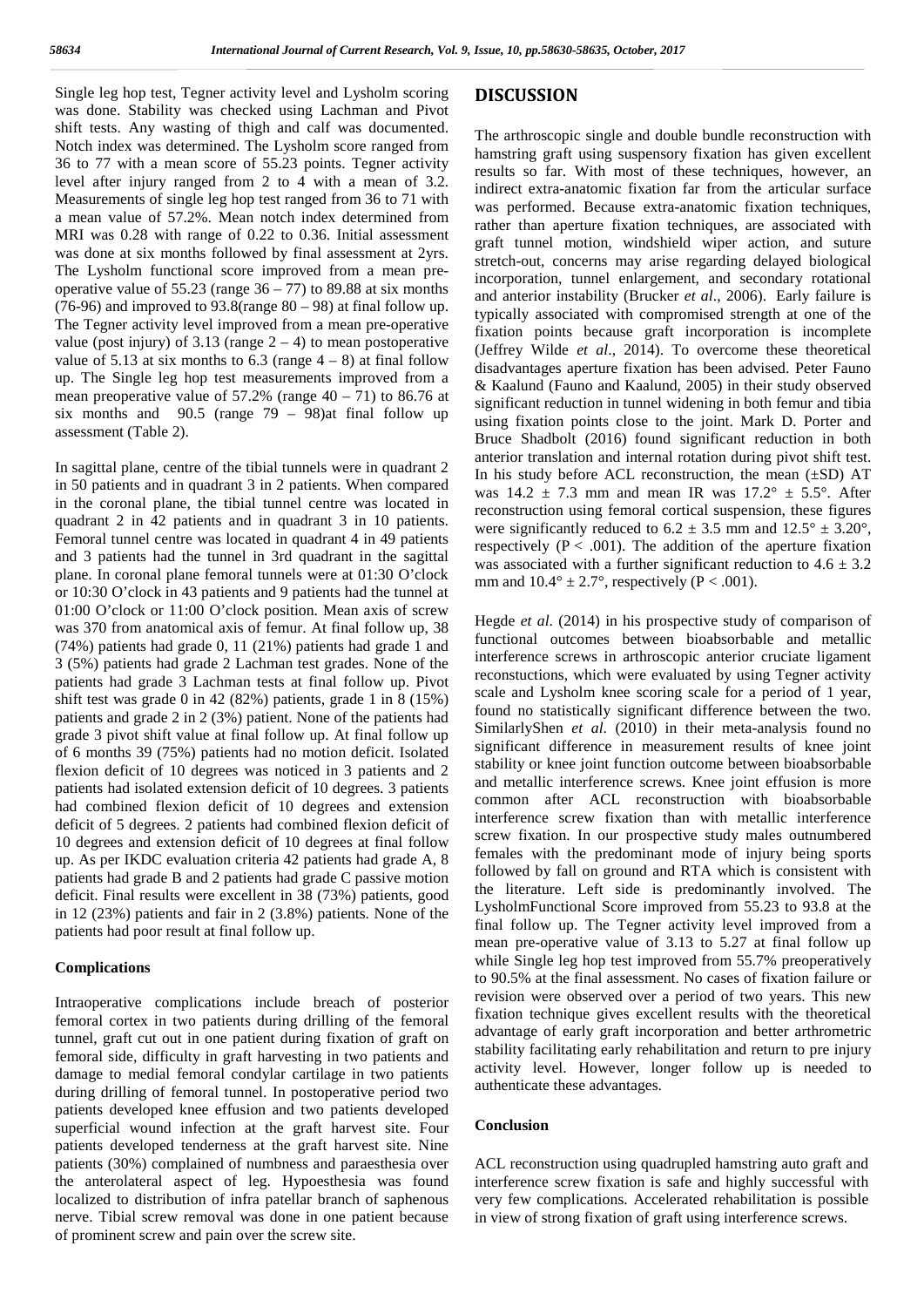Single leg hop test, Tegner activity level and Lysholm scoring was done. Stability was checked using Lachman and Pivot shift tests. Any wasting of thigh and calf was documented. Notch index was determined. The Lysholm score ranged from 36 to 77 with a mean score of 55.23 points. Tegner activity level after injury ranged from 2 to 4 with a mean of 3.2. Measurements of single leg hop test ranged from 36 to 71 with a mean value of 57.2%. Mean notch index determined from MRI was 0.28 with range of 0.22 to 0.36. Initial assessment was done at six months followed by final assessment at 2yrs. The Lysholm functional score improved from a mean pre-operative value of 55.23 (range 36 – 77) to 89.88 at six months (76-96) and improved to 93.8(range 80 – 98) at final follow up. The Tegner activity level improved from a mean pre-operative value (post injury) of 3.13 (range 2 – 4) to mean postoperative value of 5.13 at six months to 6.3 (range 4 – 8) at final follow up. The Single leg hop test measurements improved from a mean preoperative value of 57.2% (range 40 – 71) to 86.76 at six months and 90.5 (range 79 – 98)at final follow up assessment (Table 2).

In sagittal plane, centre of the tibial tunnels were in quadrant 2 in 50 patients and in quadrant 3 in 2 patients. When compared in the coronal plane, the tibial tunnel centre was located in quadrant 2 in 42 patients and in quadrant 3 in 10 patients. Femoral tunnel centre was located in quadrant 4 in 49 patients and 3 patients had the tunnel in 3rd quadrant in the sagittal plane. In coronal plane femoral tunnels were at 01:30 O'clock or 10:30 O'clock in 43 patients and 9 patients had the tunnel at 01:00 O'clock or 11:00 O'clock position. Mean axis of screw was 370 from anatomical axis of femur. At final follow up, 38 (74%) patients had grade 0, 11 (21%) patients had grade 1 and 3 (5%) patients had grade 2 Lachman test grades. None of the patients had grade 3 Lachman tests at final follow up. Pivot shift test was grade 0 in 42 (82%) patients, grade 1 in 8 (15%) patients and grade 2 in 2 (3%) patient. None of the patients had grade 3 pivot shift value at final follow up. At final follow up of 6 months 39 (75%) patients had no motion deficit. Isolated flexion deficit of 10 degrees was noticed in 3 patients and 2 patients had isolated extension deficit of 10 degrees. 3 patients had combined flexion deficit of 10 degrees and extension deficit of 5 degrees. 2 patients had combined flexion deficit of 10 degrees and extension deficit of 10 degrees at final follow up. As per IKDC evaluation criteria 42 patients had grade A, 8 patients had grade B and 2 patients had grade C passive motion deficit. Final results were excellent in 38 (73%) patients, good in 12 (23%) patients and fair in 2 (3.8%) patients. None of the patients had poor result at final follow up.

### Complications

Intraoperative complications include breach of posterior femoral cortex in two patients during drilling of the femoral tunnel, graft cut out in one patient during fixation of graft on femoral side, difficulty in graft harvesting in two patients and damage to medial femoral condylar cartilage in two patients during drilling of femoral tunnel. In postoperative period two patients developed knee effusion and two patients developed superficial wound infection at the graft harvest site. Four patients developed tenderness at the graft harvest site. Nine patients (30%) complained of numbness and paraesthesia over the anterolateral aspect of leg. Hypoesthesia was found localized to distribution of infra patellar branch of saphenous nerve. Tibial screw removal was done in one patient because of prominent screw and pain over the screw site.

## DISCUSSION

The arthroscopic single and double bundle reconstruction with hamstring graft using suspensory fixation has given excellent results so far. With most of these techniques, however, an indirect extra-anatomic fixation far from the articular surface was performed. Because extra-anatomic fixation techniques, rather than aperture fixation techniques, are associated with graft tunnel motion, windshield wiper action, and suture stretch-out, concerns may arise regarding delayed biological incorporation, tunnel enlargement, and secondary rotational and anterior instability (Brucker *et al*., 2006). Early failure is typically associated with compromised strength at one of the fixation points because graft incorporation is incomplete (Jeffrey Wilde *et al*., 2014). To overcome these theoretical disadvantages aperture fixation has been advised. Peter Fauno & Kaalund (Fauno and Kaalund, 2005) in their study observed significant reduction in tunnel widening in both femur and tibia using fixation points close to the joint. Mark D. Porter and Bruce Shadbolt (2016) found significant reduction in both anterior translation and internal rotation during pivot shift test. In his study before ACL reconstruction, the mean (±SD) AT was 14.2 ± 7.3 mm and mean IR was 17.2° ± 5.5°. After reconstruction using femoral cortical suspension, these figures were significantly reduced to 6.2 ± 3.5 mm and 12.5° ± 3.20°, respectively ($P < .001$). The addition of the aperture fixation was associated with a further significant reduction to 4.6 ± 3.2 mm and 10.4° ± 2.7°, respectively ($P < .001$).

Hegde *et al*. (2014) in his prospective study of comparison of functional outcomes between bioabsorbable and metallic interference screws in arthroscopic anterior cruciate ligament reconstuctions, which were evaluated by using Tegner activity scale and Lysholm knee scoring scale for a period of 1 year, found no statistically significant difference between the two. SimilarlyShen *et al*. (2010) in their meta-analysis found no significant difference in measurement results of knee joint stability or knee joint function outcome between bioabsorbable and metallic interference screws. Knee joint effusion is more common after ACL reconstruction with bioabsorbable interference screw fixation than with metallic interference screw fixation. In our prospective study males outnumbered females with the predominant mode of injury being sports followed by fall on ground and RTA which is consistent with the literature. Left side is predominantly involved. The LysholmFunctional Score improved from 55.23 to 93.8 at the final follow up. The Tegner activity level improved from a mean pre-operative value of 3.13 to 5.27 at final follow up while Single leg hop test improved from 55.7% preoperatively to 90.5% at the final assessment. No cases of fixation failure or revision were observed over a period of two years. This new fixation technique gives excellent results with the theoretical advantage of early graft incorporation and better arthrometric stability facilitating early rehabilitation and return to pre injury activity level. However, longer follow up is needed to authenticate these advantages.

### Conclusion

ACL reconstruction using quadrupled hamstring auto graft and interference screw fixation is safe and highly successful with very few complications. Accelerated rehabilitation is possible in view of strong fixation of graft using interference screws.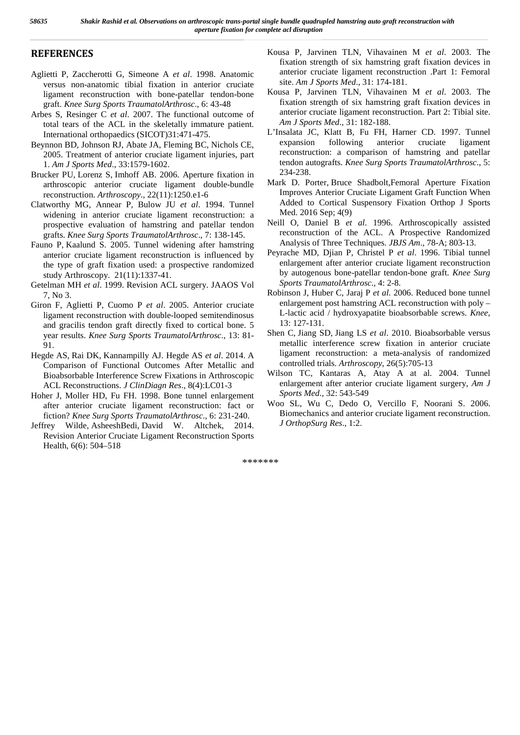## REFERENCES

Aglietti P, Zaccherotti G, Simeone A *et al*. 1998. Anatomic versus non-anatomic tibial fixation in anterior cruciate ligament reconstruction with bone-patellar tendon-bone graft. *Knee Surg Sports TraumatolArthrosc*., 6: 43-48

Arbes S, Resinger C *et al*. 2007. The functional outcome of total tears of the ACL in the skeletally immature patient. International orthopaedics (SICOT)31:471-475.

Beynnon BD, Johnson RJ, Abate JA, Fleming BC, Nichols CE, 2005. Treatment of anterior cruciate ligament injuries, part 1. *Am J Sports Med*., 33:1579-1602.

Brucker PU, Lorenz S, Imhoff AB. 2006. Aperture fixation in arthroscopic anterior cruciate ligament double-bundle reconstruction. *Arthroscopy*., 22(11):1250.e1-6

Clatworthy MG, Annear P, Bulow JU *et al*. 1994. Tunnel widening in anterior cruciate ligament reconstruction: a prospective evaluation of hamstring and patellar tendon grafts. *Knee Surg Sports TraumatolArthrosc*., 7: 138-145.

Fauno P, Kaalund S. 2005. Tunnel widening after hamstring anterior cruciate ligament reconstruction is influenced by the type of graft fixation used: a prospective randomized study Arthroscopy. 21(11):1337-41.

Getelman MH *et al*. 1999. Revision ACL surgery. JAAOS Vol 7, No 3.

Giron F, Aglietti P, Cuomo P *et al*. 2005. Anterior cruciate ligament reconstruction with double-looped semitendinosus and gracilis tendon graft directly fixed to cortical bone. 5 year results. *Knee Surg Sports TraumatolArthrosc*., 13: 81-91.

Hegde AS, Rai DK, Kannampilly AJ. Hegde AS *et al*. 2014. A Comparison of Functional Outcomes After Metallic and Bioabsorbable Interference Screw Fixations in Arthroscopic ACL Reconstructions. *J ClinDiagn Res*., 8(4):LC01-3

Hoher J, Moller HD, Fu FH. 1998. Bone tunnel enlargement after anterior cruciate ligament reconstruction: fact or fiction? *Knee Surg Sports TraumatolArthrosc*., 6: 231-240.

Jeffrey Wilde, AsheeshBedi, David W. Altchek, 2014. Revision Anterior Cruciate Ligament Reconstruction Sports Health, 6(6): 504–518

Kousa P, Jarvinen TLN, Vihavainen M *et al*. 2003. The fixation strength of six hamstring graft fixation devices in anterior cruciate ligament reconstruction .Part 1: Femoral site. *Am J Sports Med*., 31: 174-181.

Kousa P, Jarvinen TLN, Vihavainen M *et al*. 2003. The fixation strength of six hamstring graft fixation devices in anterior cruciate ligament reconstruction. Part 2: Tibial site. *Am J Sports Med*., 31: 182-188.

L'Insalata JC, Klatt B, Fu FH, Harner CD. 1997. Tunnel expansion following anterior cruciate ligament reconstruction: a comparison of hamstring and patellar tendon autografts. *Knee Surg Sports TraumatolArthrosc*., 5: 234-238.

Mark D. Porter, Bruce Shadbolt,Femoral Aperture Fixation Improves Anterior Cruciate Ligament Graft Function When Added to Cortical Suspensory Fixation Orthop J Sports Med. 2016 Sep; 4(9)

Neill O, Daniel B *et al*. 1996. Arthroscopically assisted reconstruction of the ACL. A Prospective Randomized Analysis of Three Techniques. *JBJS Am*., 78-A; 803-13.

Peyrache MD, Djian P, Christel P *et al*. 1996. Tibial tunnel enlargement after anterior cruciate ligament reconstruction by autogenous bone-patellar tendon-bone graft. *Knee Surg Sports TraumatolArthrosc*., 4: 2-8.

Robinson J, Huber C, Jaraj P *et al*. 2006. Reduced bone tunnel enlargement post hamstring ACL reconstruction with poly – L-lactic acid / hydroxyapatite bioabsorbable screws. *Knee*, 13: 127-131.

Shen C, Jiang SD, Jiang LS *et al*. 2010. Bioabsorbable versus metallic interference screw fixation in anterior cruciate ligament reconstruction: a meta-analysis of randomized controlled trials. *Arthroscopy*, 26(5):705-13

Wilson TC, Kantaras A, Atay A at al. 2004. Tunnel enlargement after anterior cruciate ligament surgery, *Am J Sports Med*., 32: 543-549

Woo SL, Wu C, Dedo O, Vercillo F, Noorani S. 2006. Biomechanics and anterior cruciate ligament reconstruction. *J OrthopSurg Res*., 1:2.

\*\*\*\*\*\*\*